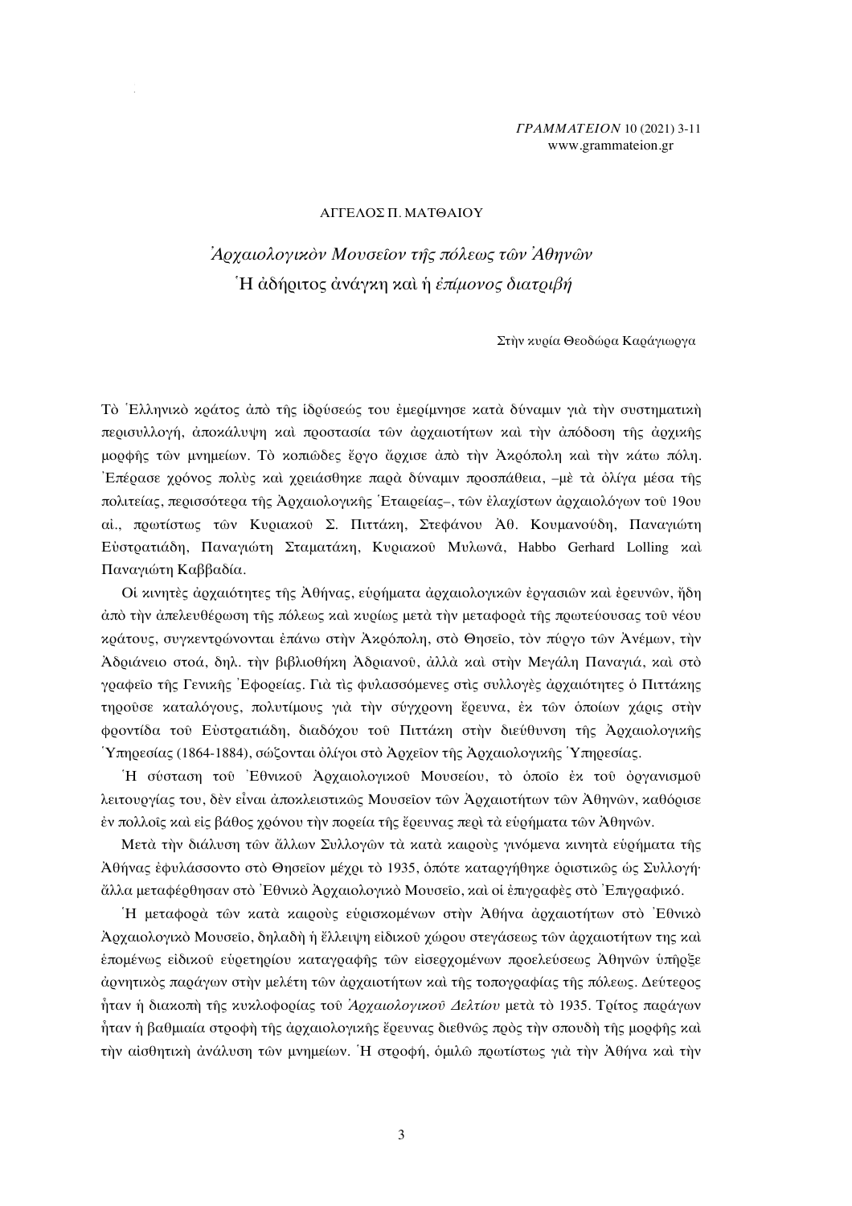ΑΓΓΕΛΟΣ Π. ΜΑΤΘΑΙΟΥ

# *Ἀρχαιολογικὸν Μουσεῖον τῆς πόλεως τῶν Ἀθηνῶν*
## Ἡ ἀδήριτος ἀνάγκη καὶ ἡ *ἐπίμονος διατριβή*

Στὴν κυρία Θεοδώρα Καράγιωργα

Τὸ Ἑλληνικὸ κράτος ἀπὸ τῆς ἱδρύσεώς του ἐμερίμνησε κατὰ δύναμιν γιὰ τὴν συστηματικὴ περισυλλογή, ἀποκάλυψη καὶ προστασία τῶν ἀρχαιοτήτων καὶ τὴν ἀπόδοση τῆς ἀρχικῆς μορφῆς τῶν μνημείων. Τὸ κοπιῶδες ἔργο ἄρχισε ἀπὸ τὴν Ἀκρόπολη καὶ τὴν κάτω πόλη. Ἐπέρασε χρόνος πολὺς καὶ χρειάσθηκε παρὰ δύναμιν προσπάθεια, –μὲ τὰ ὀλίγα μέσα τῆς πολιτείας, περισσότερα τῆς Ἀρχαιολογικῆς Ἑταιρείας–, τῶν ἐλαχίστων ἀρχαιολόγων τοῦ 19ου αἰ., πρωτίστως τῶν Κυριακοῦ Σ. Πιττάκη, Στεφάνου Ἀθ. Κουμανούδη, Παναγιώτη Εὐστρατιάδη, Παναγιώτη Σταματάκη, Κυριακοῦ Μυλωνᾶ, Habbo Gerhard Lolling καὶ Παναγιώτη Καββαδία.

Οἱ κινητὲς ἀρχαιότητες τῆς Ἀθήνας, εὑρήματα ἀρχαιολογικῶν ἐργασιῶν καὶ ἐρευνῶν, ἤδη ἀπὸ τὴν ἀπελευθέρωση τῆς πόλεως καὶ κυρίως μετὰ τὴν μεταφορὰ τῆς πρωτεύουσας τοῦ νέου κράτους, συγκεντρώνονται ἐπάνω στὴν Ἀκρόπολη, στὸ Θησεῖο, τὸν πύργο τῶν Ἀνέμων, τὴν Ἀδριάνειο στοά, δηλ. τὴν βιβλιοθήκη Ἀδριανοῦ, ἀλλὰ καὶ στὴν Μεγάλη Παναγιά, καὶ στὸ γραφεῖο τῆς Γενικῆς Ἐφορείας. Γιὰ τὶς φυλασσόμενες στὶς συλλογὲς ἀρχαιότητες ὁ Πιττάκης τηροῦσε καταλόγους, πολυτίμους γιὰ τὴν σύγχρονη ἔρευνα, ἐκ τῶν ὁποίων χάρις στὴν φροντίδα τοῦ Εὐστρατιάδη, διαδόχου τοῦ Πιττάκη στὴν διεύθυνση τῆς Ἀρχαιολογικῆς Ὑπηρεσίας (1864-1884), σώζονται ὀλίγοι στὸ Ἀρχεῖον τῆς Ἀρχαιολογικῆς Ὑπηρεσίας.

Ἡ σύσταση τοῦ Ἐθνικοῦ Ἀρχαιολογικοῦ Μουσείου, τὸ ὁποῖο ἐκ τοῦ ὀργανισμοῦ λειτουργίας του, δὲν εἶναι ἀποκλειστικῶς Μουσεῖον τῶν Ἀρχαιοτήτων τῶν Ἀθηνῶν, καθόρισε ἐν πολλοῖς καὶ εἰς βάθος χρόνου τὴν πορεία τῆς ἔρευνας περὶ τὰ εὑρήματα τῶν Ἀθηνῶν.

Μετὰ τὴν διάλυση τῶν ἄλλων Συλλογῶν τὰ κατὰ καιροὺς γινόμενα κινητὰ εὑρήματα τῆς Ἀθήνας ἐφυλάσσοντο στὸ Θησεῖον μέχρι τὸ 1935, ὁπότε καταργήθηκε ὁριστικῶς ὡς Συλλογή· ἄλλα μεταφέρθησαν στὸ Ἐθνικὸ Ἀρχαιολογικὸ Μουσεῖο, καὶ οἱ ἐπιγραφὲς στὸ Ἐπιγραφικό.

Ἡ μεταφορὰ τῶν κατὰ καιροὺς εὑρισκομένων στὴν Ἀθήνα ἀρχαιοτήτων στὸ Ἐθνικὸ Ἀρχαιολογικὸ Μουσεῖο, δηλαδὴ ἡ ἔλλειψη εἰδικοῦ χώρου στεγάσεως τῶν ἀρχαιοτήτων της καὶ ἑπομένως εἰδικοῦ εὑρετηρίου καταγραφῆς τῶν εἰσερχομένων προελεύσεως Ἀθηνῶν ὑπῆρξε ἀρνητικὸς παράγων στὴν μελέτη τῶν ἀρχαιοτήτων καὶ τῆς τοπογραφίας τῆς πόλεως. Δεύτερος ἦταν ἡ διακοπὴ τῆς κυκλοφορίας τοῦ *Ἀρχαιολογικοῦ Δελτίου* μετὰ τὸ 1935. Τρίτος παράγων ἦταν ἡ βαθμιαία στροφὴ τῆς ἀρχαιολογικῆς ἔρευνας διεθνῶς πρὸς τὴν σπουδὴ τῆς μορφῆς καὶ τὴν αἰσθητικὴ ἀνάλυση τῶν μνημείων. Ἡ στροφή, ὁμιλῶ πρωτίστως γιὰ τὴν Ἀθήνα καὶ τὴν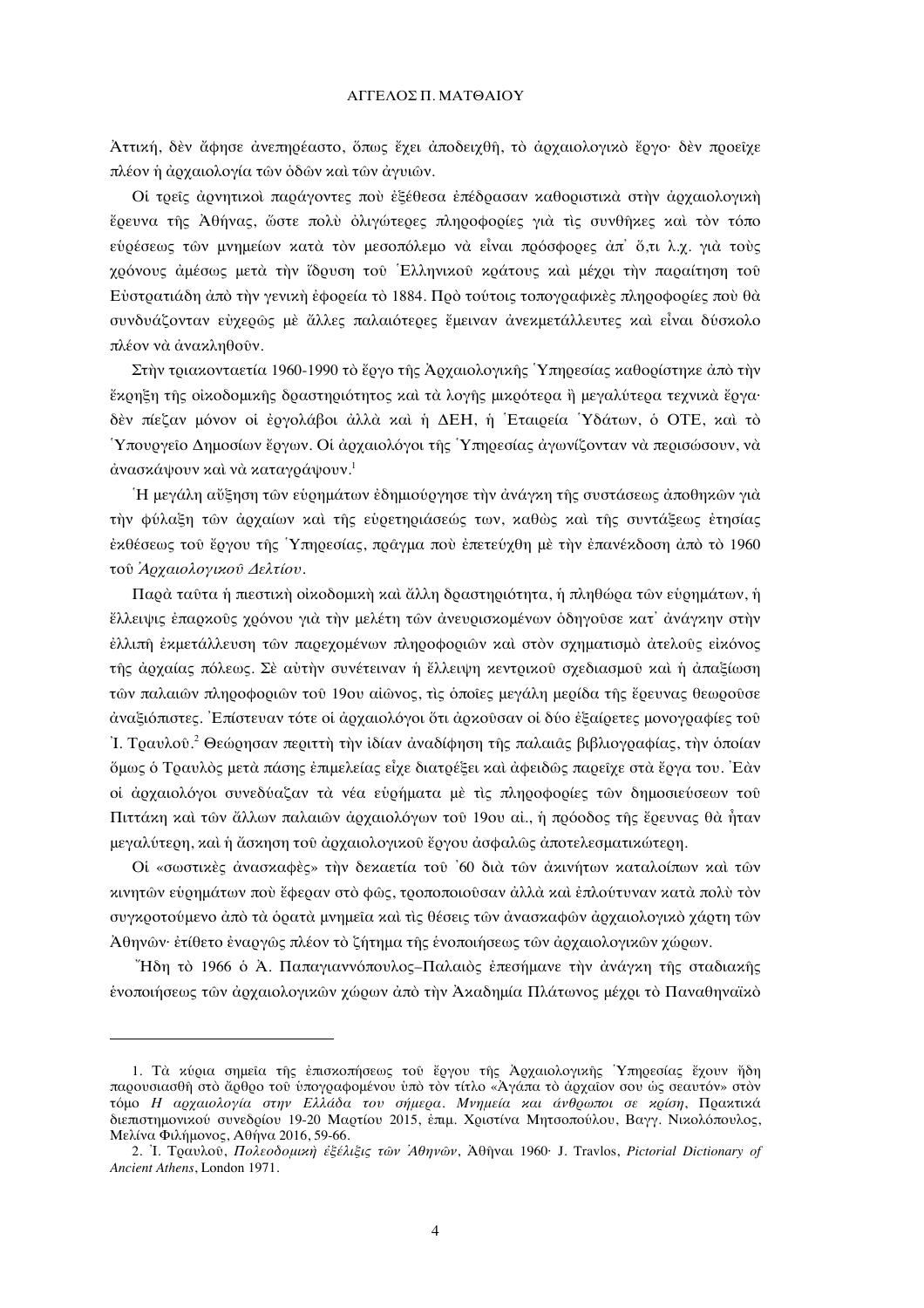Ἀττική, δὲν ἄφησε ἀνεπηρέαστο, ὅπως ἔχει ἀποδειχθῆ, τὸ ἀρχαιολογικὸ ἔργο· δὲν προεῖχε πλέον ἡ ἀρχαιολογία τῶν ὁδῶν καὶ τῶν ἀγυιῶν.

Οἱ τρεῖς ἀρνητικοὶ παράγοντες ποὺ ἐξέθεσα ἐπέδρασαν καθοριστικὰ στὴν ἀρχαιολογικὴ ἔρευνα τῆς Ἀθήνας, ὥστε πολὺ ὀλιγώτερες πληροφορίες γιὰ τὶς συνθῆκες καὶ τὸν τόπο εὑρέσεως τῶν μνημείων κατὰ τὸν μεσοπόλεμο νὰ εἶναι πρόσφορες ἀπ᾽ ὅ,τι λ.χ. γιὰ τοὺς χρόνους ἀμέσως μετὰ τὴν ἵδρυση τοῦ Ἑλληνικοῦ κράτους καὶ μέχρι τὴν παραίτηση τοῦ Εὐστρατιάδη ἀπὸ τὴν γενικὴ ἐφορεία τὸ 1884. Πρὸ τούτοις τοπογραφικὲς πληροφορίες ποὺ θὰ συνδυάζονταν εὐχερῶς μὲ ἄλλες παλαιότερες ἔμειναν ἀνεκμετάλλευτες καὶ εἶναι δύσκολο πλέον νὰ ἀνακληθοῦν.

Στὴν τριακονταετία 1960-1990 τὸ ἔργο τῆς Ἀρχαιολογικῆς Ὑπηρεσίας καθορίστηκε ἀπὸ τὴν ἔκρηξη τῆς οἰκοδομικῆς δραστηριότητος καὶ τὰ λογῆς μικρότερα ἢ μεγαλύτερα τεχνικὰ ἔργα· δὲν πίεζαν μόνον οἱ ἐργολάβοι ἀλλὰ καὶ ἡ ΔΕΗ, ἡ Ἑταιρεία Ὑδάτων, ὁ ΟΤΕ, καὶ τὸ Ὑπουργεῖο Δημοσίων ἔργων. Οἱ ἀρχαιολόγοι τῆς Ὑπηρεσίας ἀγωνίζονταν νὰ περισώσουν, νὰ ἀνασκάψουν καὶ νὰ καταγράψουν.[1]

Ἡ μεγάλη αὔξηση τῶν εὑρημάτων ἐδημιούργησε τὴν ἀνάγκη τῆς συστάσεως ἀποθηκῶν γιὰ τὴν φύλαξη τῶν ἀρχαίων καὶ τῆς εὑρετηριάσεώς των, καθὼς καὶ τῆς συντάξεως ἐτησίας ἐκθέσεως τοῦ ἔργου τῆς Ὑπηρεσίας, πρᾶγμα ποὺ ἐπετεύχθη μὲ τὴν ἐπανέκδοση ἀπὸ τὸ 1960 τοῦ *Ἀρχαιολογικοῦ Δελτίου*.

Παρὰ ταῦτα ἡ πιεστικὴ οἰκοδομικὴ καὶ ἄλλη δραστηριότητα, ἡ πληθώρα τῶν εὑρημάτων, ἡ ἔλλειψις ἐπαρκοῦς χρόνου γιὰ τὴν μελέτη τῶν ἀνευρισκομένων ὁδηγοῦσε κατ᾽ ἀνάγκην στὴν ἐλλιπῆ ἐκμετάλλευση τῶν παρεχομένων πληροφοριῶν καὶ στὸν σχηματισμὸ ἀτελοῦς εἰκόνος τῆς ἀρχαίας πόλεως. Σὲ αὐτὴν συνέτειναν ἡ ἔλλειψη κεντρικοῦ σχεδιασμοῦ καὶ ἡ ἀπαξίωση τῶν παλαιῶν πληροφοριῶν τοῦ 19ου αἰῶνος, τὶς ὁποῖες μεγάλη μερίδα τῆς ἔρευνας θεωροῦσε ἀναξιόπιστες. Ἐπίστευαν τότε οἱ ἀρχαιολόγοι ὅτι ἀρκοῦσαν οἱ δύο ἐξαίρετες μονογραφίες τοῦ Ἰ. Τραυλοῦ.[2] Θεώρησαν περιττὴ τὴν ἰδίαν ἀναδίφηση τῆς παλαιᾶς βιβλιογραφίας, τὴν ὁποίαν ὅμως ὁ Τραυλὸς μετὰ πάσης ἐπιμελείας εἶχε διατρέξει καὶ ἀφειδῶς παρεῖχε στὰ ἔργα του. Ἐὰν οἱ ἀρχαιολόγοι συνεδύαζαν τὰ νέα εὑρήματα μὲ τὶς πληροφορίες τῶν δημοσιεύσεων τοῦ Πιττάκη καὶ τῶν ἄλλων παλαιῶν ἀρχαιολόγων τοῦ 19ου αἰ., ἡ πρόοδος τῆς ἔρευνας θὰ ἦταν μεγαλύτερη, καὶ ἡ ἄσκηση τοῦ ἀρχαιολογικοῦ ἔργου ἀσφαλῶς ἀποτελεσματικώτερη.

Οἱ «σωστικὲς ἀνασκαφὲς» τὴν δεκαετία τοῦ ᾽60 διὰ τῶν ἀκινήτων καταλοίπων καὶ τῶν κινητῶν εὑρημάτων ποὺ ἔφεραν στὸ φῶς, τροποποιοῦσαν ἀλλὰ καὶ ἐπλούτυναν κατὰ πολὺ τὸν συγκροτούμενο ἀπὸ τὰ ὁρατὰ μνημεῖα καὶ τὶς θέσεις τῶν ἀνασκαφῶν ἀρχαιολογικὸ χάρτη τῶν Ἀθηνῶν· ἐτίθετο ἐναργῶς πλέον τὸ ζήτημα τῆς ἑνοποιήσεως τῶν ἀρχαιολογικῶν χώρων.

Ἤδη τὸ 1966 ὁ Ἀ. Παπαγιαννόπουλος–Παλαιὸς ἐπεσήμανε τὴν ἀνάγκη τῆς σταδιακῆς ἑνοποιήσεως τῶν ἀρχαιολογικῶν χώρων ἀπὸ τὴν Ἀκαδημία Πλάτωνος μέχρι τὸ Παναθηναϊκὸ

---

1. Τὰ κύρια σημεῖα τῆς ἐπισκοπήσεως τοῦ ἔργου τῆς Ἀρχαιολογικῆς Ὑπηρεσίας ἔχουν ἤδη παρουσιασθῆ στὸ ἄρθρο τοῦ ὑπογραφομένου ὑπὸ τὸν τίτλο «Ἀγάπα τὸ ἀρχαῖον σου ὡς σεαυτόν» στὸν τόμο *Η αρχαιολογία στην Ελλάδα του σήμερα. Μνημεία και άνθρωποι σε κρίση*, Πρακτικά διεπιστημονικού συνεδρίου 19-20 Μαρτίου 2015, ἐπιμ. Χριστίνα Μητσοπούλου, Βαγγ. Νικολόπουλος, Μελίνα Φιλήμονος, Ἀθήνα 2016, 59-66.

2. Ἰ. Τραυλοῦ, *Πολεοδομικὴ ἐξέλιξις τῶν Ἀθηνῶν*, Ἀθῆναι 1960· J. Travlos, *Pictorial Dictionary of Ancient Athens*, London 1971.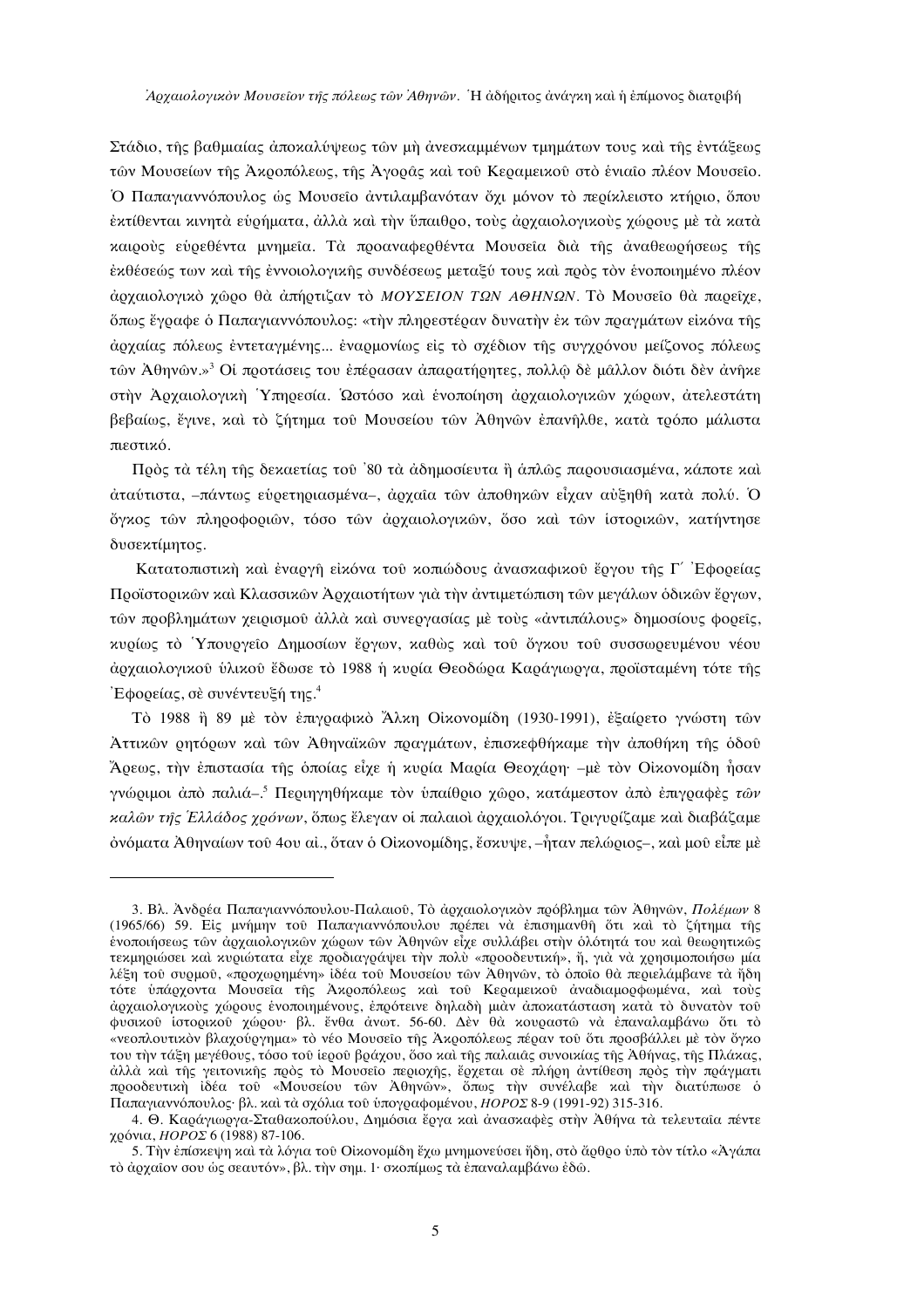Στάδιο, τῆς βαθμιαίας ἀποκαλύψεως τῶν μὴ ἀνεσκαμμένων τμημάτων τους καὶ τῆς ἐντάξεως τῶν Μουσείων τῆς Ἀκροπόλεως, τῆς Ἀγορᾶς καὶ τοῦ Κεραμεικοῦ στὸ ἑνιαῖο πλέον Μουσεῖο. Ὁ Παπαγιαννόπουλος ὡς Μουσεῖο ἀντιλαμβανόταν ὄχι μόνον τὸ περίκλειστο κτήριο, ὅπου ἐκτίθενται κινητὰ εὑρήματα, ἀλλὰ καὶ τὴν ὕπαιθρο, τοὺς ἀρχαιολογικοὺς χώρους μὲ τὰ κατὰ καιροὺς εὑρεθέντα μνημεῖα. Τὰ προαναφερθέντα Μουσεῖα διὰ τῆς ἀναθεωρήσεως τῆς ἐκθέσεώς των καὶ τῆς ἐννοιολογικῆς συνδέσεως μεταξύ τους καὶ πρὸς τὸν ἑνοποιημένο πλέον ἀρχαιολογικὸ χῶρο θὰ ἀπήρτιζαν τὸ *ΜΟΥΣΕΙΟΝ ΤΩΝ ΑΘΗΝΩΝ*. Τὸ Μουσεῖο θὰ παρεῖχε, ὅπως ἔγραφε ὁ Παπαγιαννόπουλος: «τὴν πληρεστέραν δυνατὴν ἐκ τῶν πραγμάτων εἰκόνα τῆς ἀρχαίας πόλεως ἐντεταγμένης... ἐναρμονίως εἰς τὸ σχέδιον τῆς συγχρόνου μείζονος πόλεως τῶν Ἀθηνῶν.»[3] Οἱ προτάσεις του ἐπέρασαν ἀπαρατήρητες, πολλῷ δὲ μᾶλλον διότι δὲν ἀνῆκε στὴν Ἀρχαιολογικὴ Ὑπηρεσία. Ὡστόσο καὶ ἑνοποίηση ἀρχαιολογικῶν χώρων, ἀτελεστάτη βεβαίως, ἔγινε, καὶ τὸ ζήτημα τοῦ Μουσείου τῶν Ἀθηνῶν ἐπανῆλθε, κατὰ τρόπο μάλιστα πιεστικό.

Πρὸς τὰ τέλη τῆς δεκαετίας τοῦ ᾿80 τὰ ἀδημοσίευτα ἢ ἁπλῶς παρουσιασμένα, κάποτε καὶ ἀταύτιστα, –πάντως εὑρετηριασμένα–, ἀρχαῖα τῶν ἀποθηκῶν εἶχαν αὐξηθῆ κατὰ πολύ. Ὁ ὄγκος τῶν πληροφοριῶν, τόσο τῶν ἀρχαιολογικῶν, ὅσο καὶ τῶν ἱστορικῶν, κατήντησε δυσεκτίμητος.

Κατατοπιστικὴ καὶ ἐναργὴ εἰκόνα τοῦ κοπιώδους ἀνασκαφικοῦ ἔργου τῆς Γ´ Ἐφορείας Προϊστορικῶν καὶ Κλασσικῶν Ἀρχαιοτήτων γιὰ τὴν ἀντιμετώπιση τῶν μεγάλων ὁδικῶν ἔργων, τῶν προβλημάτων χειρισμοῦ ἀλλὰ καὶ συνεργασίας μὲ τοὺς «ἀντιπάλους» δημοσίους φορεῖς, κυρίως τὸ Ὑπουργεῖο Δημοσίων ἔργων, καθὼς καὶ τοῦ ὄγκου τοῦ συσσωρευμένου νέου ἀρχαιολογικοῦ ὑλικοῦ ἔδωσε τὸ 1988 ἡ κυρία Θεοδώρα Καράγιωργα, προϊσταμένη τότε τῆς Ἐφορείας, σὲ συνέντευξή της.[4]

Τὸ 1988 ἢ 89 μὲ τὸν ἐπιγραφικὸ Ἄλκη Οἰκονομίδη (1930-1991), ἐξαίρετο γνώστη τῶν Ἀττικῶν ῥητόρων καὶ τῶν Ἀθηναϊκῶν πραγμάτων, ἐπισκεφθήκαμε τὴν ἀποθήκη τῆς ὁδοῦ Ἄρεως, τὴν ἐπιστασία τῆς ὁποίας εἶχε ἡ κυρία Μαρία Θεοχάρη· –μὲ τὸν Οἰκονομίδη ἦσαν γνώριμοι ἀπὸ παλιά–.[5] Περιηγηθήκαμε τὸν ὑπαίθριο χῶρο, κατάμεστον ἀπὸ ἐπιγραφὲς *τῶν καλῶν τῆς Ἑλλάδος χρόνων*, ὅπως ἔλεγαν οἱ παλαιοὶ ἀρχαιολόγοι. Τριγυρίζαμε καὶ διαβάζαμε ὀνόματα Ἀθηναίων τοῦ 4ου αἰ., ὅταν ὁ Οἰκονομίδης, ἔσκυψε, –ἦταν πελώριος–, καὶ μοῦ εἶπε μὲ

---

3. Βλ. Ἀνδρέα Παπαγιαννοπούλου-Παλαιοῦ, Τὸ ἀρχαιολογικὸν πρόβλημα τῶν Ἀθηνῶν, *Πολέμων* 8 (1965/66) 59. Εἰς μνήμην τοῦ Παπαγιαννοπούλου πρέπει νὰ ἐπισημανθῆ ὅτι καὶ τὸ ζήτημα τῆς ἑνοποιήσεως τῶν ἀρχαιολογικῶν χώρων τῶν Ἀθηνῶν εἶχε συλλάβει στὴν ὁλότητά του καὶ θεωρητικῶς τεκμηριώσει καὶ κυριώτατα εἶχε προδιαγράψει τὴν πολὺ «προοδευτική», ἤ, γιὰ νὰ χρησιμοποιήσω μία λέξη τοῦ συρμοῦ, «προχωρημένη» ἰδέα τοῦ Μουσείου τῶν Ἀθηνῶν, τὸ ὁποῖο θὰ περιελάμβανε τὰ ἤδη τότε ὑπάρχοντα Μουσεῖα τῆς Ἀκροπόλεως καὶ τοῦ Κεραμεικοῦ ἀναδιαμορφωμένα, καὶ τοὺς ἀρχαιολογικοὺς χώρους ἑνοποιημένους, ἐπρότεινε δηλαδὴ μιὰν ἀποκατάσταση κατὰ τὸ δυνατὸν τοῦ φυσικοῦ ἱστορικοῦ χώρου· βλ. ἔνθα ἀνωτ. 56-60. Δὲν θὰ κουραστῶ νὰ ἐπαναλαμβάνω ὅτι τὸ «νεοπλουτικὸν βλαχούργημα» τὸ νέο Μουσεῖο τῆς Ἀκροπόλεως πέραν τοῦ ὅτι προσβάλλει μὲ τὸν ὄγκο του τὴν τάξη μεγέθους, τόσο τοῦ ἱεροῦ βράχου, ὅσο καὶ τῆς παλαιᾶς συνοικίας τῆς Ἀθήνας, τῆς Πλάκας, ἀλλὰ καὶ τῆς γειτονικῆς πρὸς τὸ Μουσεῖο περιοχῆς, ἔρχεται σὲ πλήρη ἀντίθεση πρὸς τὴν πράγματι προοδευτικὴ ἰδέα τοῦ «Μουσείου τῶν Ἀθηνῶν», ὅπως τὴν συνέλαβε καὶ τὴν διατύπωσε ὁ Παπαγιαννόπουλος· βλ. καὶ τὰ σχόλια τοῦ ὑπογραφομένου, *ΗΟΡΟΣ* 8-9 (1991-92) 315-316.

4. Θ. Καράγιωργα-Σταθακοπούλου, Δημόσια ἔργα καὶ ἀνασκαφὲς στὴν Ἀθήνα τὰ τελευταῖα πέντε χρόνια, *ΗΟΡΟΣ* 6 (1988) 87-106.

5. Τὴν ἐπίσκεψη καὶ τὰ λόγια τοῦ Οἰκονομίδη ἔχω μνημονεύσει ἤδη, στὸ ἄρθρο ὑπὸ τὸν τίτλο «Ἀγάπα τὸ ἀρχαῖον σου ὡς σεαυτόν», βλ. τὴν σημ. 1· σκοπίμως τὰ ἐπαναλαμβάνω ἐδῶ.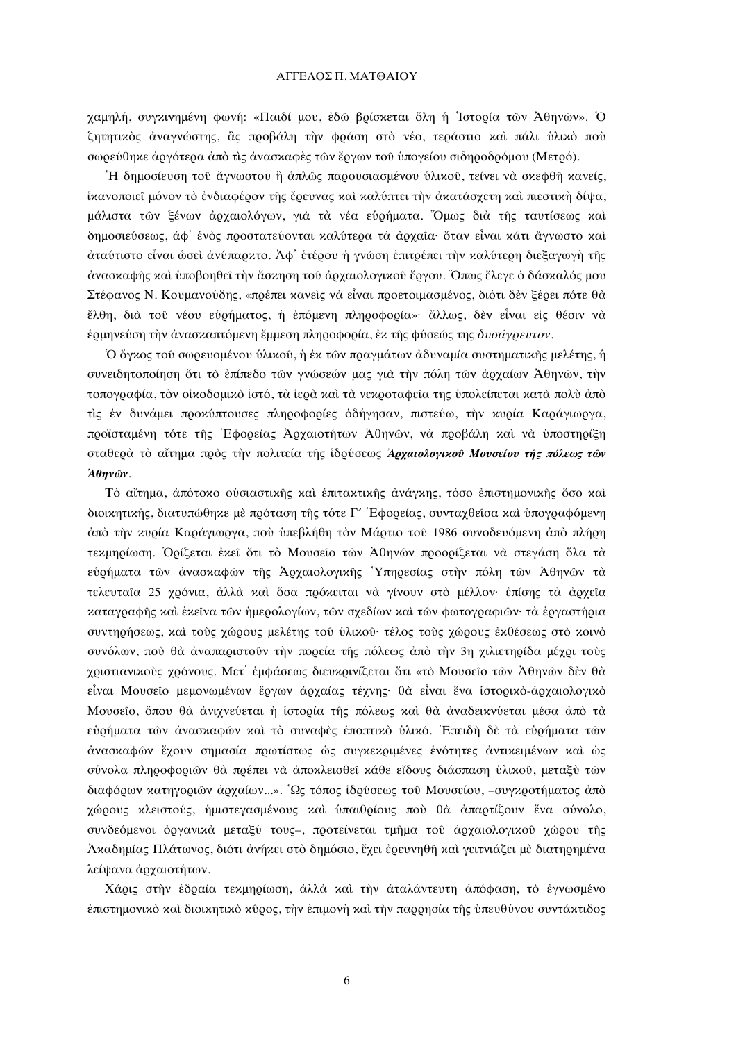χαμηλή, συγκινημένη φωνή: «Παιδί μου, ἐδῶ βρίσκεται ὅλη ἡ Ἱστορία τῶν Ἀθηνῶν». Ὁ ζητητικὸς ἀναγνώστης, ἂς προβάλη τὴν φράση στὸ νέο, τεράστιο καὶ πάλι ὑλικὸ ποὺ σωρεύθηκε ἀργότερα ἀπὸ τὶς ἀνασκαφὲς τῶν ἔργων τοῦ ὑπογείου σιδηροδρόμου (Μετρό).

Ἡ δημοσίευση τοῦ ἄγνωστου ἢ ἁπλῶς παρουσιασμένου ὑλικοῦ, τείνει νὰ σκεφθῆ κανείς, ἱκανοποιεῖ μόνον τὸ ἐνδιαφέρον τῆς ἔρευνας καὶ καλύπτει τὴν ἀκατάσχετη καὶ πιεστικὴ δίψα, μάλιστα τῶν ξένων ἀρχαιολόγων, γιὰ τὰ νέα εὑρήματα. Ὅμως διὰ τῆς ταυτίσεως καὶ δημοσιεύσεως, ἀφ᾽ ἑνὸς προστατεύονται καλύτερα τὰ ἀρχαῖα· ὅταν εἶναι κάτι ἄγνωστο καὶ ἀταύτιστο εἶναι ὡσεὶ ἀνύπαρκτο. Ἀφ᾽ ἑτέρου ἡ γνώση ἐπιτρέπει τὴν καλύτερη διεξαγωγὴ τῆς ἀνασκαφῆς καὶ ὑποβοηθεῖ τὴν ἄσκηση τοῦ ἀρχαιολογικοῦ ἔργου. Ὅπως ἔλεγε ὁ δάσκαλός μου Στέφανος Ν. Κουμανούδης, «πρέπει κανεὶς νὰ εἶναι προετοιμασμένος, διότι δὲν ξέρει πότε θὰ ἔλθη, διὰ τοῦ νέου εὑρήματος, ἡ ἑπόμενη πληροφορία»· ἄλλως, δὲν εἶναι εἰς θέσιν νὰ ἑρμηνεύση τὴν ἀνασκαπτόμενη ἔμμεση πληροφορία, ἐκ τῆς φύσεώς της *δυσάγρευτον*.

Ὁ ὄγκος τοῦ σωρευομένου ὑλικοῦ, ἡ ἐκ τῶν πραγμάτων ἀδυναμία συστηματικῆς μελέτης, ἡ συνειδητοποίηση ὅτι τὸ ἐπίπεδο τῶν γνώσεών μας γιὰ τὴν πόλη τῶν ἀρχαίων Ἀθηνῶν, τὴν τοπογραφία, τὸν οἰκοδομικὸ ἱστό, τὰ ἱερὰ καὶ τὰ νεκροταφεῖα της ὑπολείπεται κατὰ πολὺ ἀπὸ τὶς ἐν δυνάμει προκύπτουσες πληροφορίες ὁδήγησαν, πιστεύω, τὴν κυρία Καράγιωργα, προϊσταμένη τότε τῆς Ἐφορείας Ἀρχαιοτήτων Ἀθηνῶν, νὰ προβάλη καὶ νὰ ὑποστηρίξη σταθερὰ τὸ αἴτημα πρὸς τὴν πολιτεία τῆς ἱδρύσεως ***Ἀρχαιολογικοῦ Μουσείου τῆς πόλεως τῶν Ἀθηνῶν***.

Τὸ αἴτημα, ἀπότοκο οὐσιαστικῆς καὶ ἐπιτακτικῆς ἀνάγκης, τόσο ἐπιστημονικῆς ὅσο καὶ διοικητικῆς, διατυπώθηκε μὲ πρόταση τῆς τότε Γ´ Ἐφορείας, συνταχθεῖσα καὶ ὑπογραφόμενη ἀπὸ τὴν κυρία Καράγιωργα, ποὺ ὑπεβλήθη τὸν Μάρτιο τοῦ 1986 συνοδευόμενη ἀπὸ πλήρη τεκμηρίωση. Ὁρίζεται ἐκεῖ ὅτι τὸ Μουσεῖο τῶν Ἀθηνῶν προορίζεται νὰ στεγάση ὅλα τὰ εὑρήματα τῶν ἀνασκαφῶν τῆς Ἀρχαιολογικῆς Ὑπηρεσίας στὴν πόλη τῶν Ἀθηνῶν τὰ τελευταῖα 25 χρόνια, ἀλλὰ καὶ ὅσα πρόκειται νὰ γίνουν στὸ μέλλον· ἐπίσης τὰ ἀρχεῖα καταγραφῆς καὶ ἐκεῖνα τῶν ἡμερολογίων, τῶν σχεδίων καὶ τῶν φωτογραφιῶν· τὰ ἐργαστήρια συντηρήσεως, καὶ τοὺς χώρους μελέτης τοῦ ὑλικοῦ· τέλος τοὺς χώρους ἐκθέσεως στὸ κοινὸ συνόλων, ποὺ θὰ ἀναπαριστοῦν τὴν πορεία τῆς πόλεως ἀπὸ τὴν 3η χιλιετηρίδα μέχρι τοὺς χριστιανικοὺς χρόνους. Μετ᾽ ἐμφάσεως διευκρινίζεται ὅτι «τὸ Μουσεῖο τῶν Ἀθηνῶν δὲν θὰ εἶναι Μουσεῖο μεμονωμένων ἔργων ἀρχαίας τέχνης· θὰ εἶναι ἕνα ἱστορικὸ-ἀρχαιολογικὸ Μουσεῖο, ὅπου θὰ ἀνιχνεύεται ἡ ἱστορία τῆς πόλεως καὶ θὰ ἀναδεικνύεται μέσα ἀπὸ τὰ εὑρήματα τῶν ἀνασκαφῶν καὶ τὸ συναφὲς ἐποπτικὸ ὑλικό. Ἐπειδὴ δὲ τὰ εὑρήματα τῶν ἀνασκαφῶν ἔχουν σημασία πρωτίστως ὡς συγκεκριμένες ἑνότητες ἀντικειμένων καὶ ὡς σύνολα πληροφοριῶν θὰ πρέπει νὰ ἀποκλεισθεῖ κάθε εἶδους διάσπαση ὑλικοῦ, μεταξὺ τῶν διαφόρων κατηγοριῶν ἀρχαίων...». Ὡς τόπος ἱδρύσεως τοῦ Μουσείου, –συγκροτήματος ἀπὸ χώρους κλειστούς, ἡμιστεγασμένους καὶ ὑπαιθρίους ποὺ θὰ ἀπαρτίζουν ἕνα σύνολο, συνδεόμενοι ὀργανικὰ μεταξύ τους–, προτείνεται τμῆμα τοῦ ἀρχαιολογικοῦ χώρου τῆς Ἀκαδημίας Πλάτωνος, διότι ἀνήκει στὸ δημόσιο, ἔχει ἐρευνηθῆ καὶ γειτνιάζει μὲ διατηρημένα λείψανα ἀρχαιοτήτων.

Χάρις στὴν ἑδραία τεκμηρίωση, ἀλλὰ καὶ τὴν ἀταλάντευτη ἀπόφαση, τὸ ἐγνωσμένο ἐπιστημονικὸ καὶ διοικητικὸ κῦρος, τὴν ἐπιμονὴ καὶ τὴν παρρησία τῆς ὑπευθύνου συντάκτιδος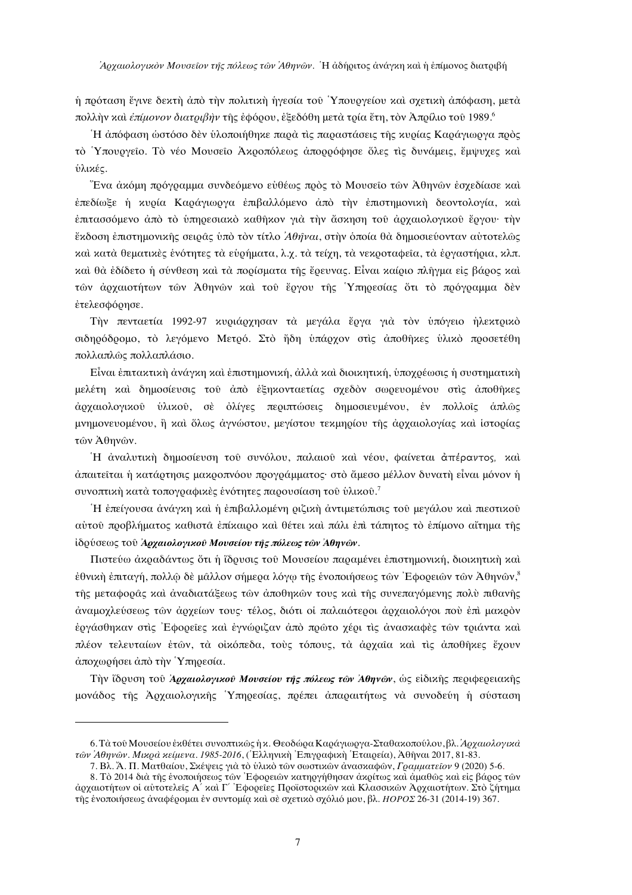ἡ πρόταση ἔγινε δεκτὴ ἀπὸ τὴν πολιτικὴ ἡγεσία τοῦ Ὑπουργείου καὶ σχετικὴ ἀπόφαση, μετὰ πολλὴν καὶ *ἐπίμονον διατριβὴν* τῆς ἐφόρου, ἐξεδόθη μετὰ τρία ἔτη, τὸν Ἀπρίλιο τοῦ 1989.[6]

Ἡ ἀπόφαση ὡστόσο δὲν ὑλοποιήθηκε παρὰ τὶς παραστάσεις τῆς κυρίας Καράγιωργα πρὸς τὸ Ὑπουργεῖο. Τὸ νέο Μουσεῖο Ἀκροπόλεως ἀπορρόφησε ὅλες τὶς δυνάμεις, ἔμψυχες καὶ ὑλικές.

Ἕνα ἀκόμη πρόγραμμα συνδεόμενο εὐθέως πρὸς τὸ Μουσεῖο τῶν Ἀθηνῶν ἐσχεδίασε καὶ ἐπεδίωξε ἡ κυρία Καράγιωργα ἐπιβαλλόμενο ἀπὸ τὴν ἐπιστημονικὴ δεοντολογία, καὶ ἐπιτασσόμενο ἀπὸ τὸ ὑπηρεσιακὸ καθῆκον γιὰ τὴν ἄσκηση τοῦ ἀρχαιολογικοῦ ἔργου· τὴν ἔκδοση ἐπιστημονικῆς σειρᾶς ὑπὸ τὸν τίτλο *Ἀθῆναι*, στὴν ὁποία θὰ δημοσιεύονταν αὐτοτελῶς καὶ κατὰ θεματικὲς ἑνότητες τὰ εὑρήματα, λ.χ. τὰ τείχη, τὰ νεκροταφεῖα, τὰ ἐργαστήρια, κλπ. καὶ θὰ ἐδίδετο ἡ σύνθεση καὶ τὰ πορίσματα τῆς ἔρευνας. Εἶναι καίριο πλῆγμα εἰς βάρος καὶ τῶν ἀρχαιοτήτων τῶν Ἀθηνῶν καὶ τοῦ ἔργου τῆς Ὑπηρεσίας ὅτι τὸ πρόγραμμα δὲν ἐτελεσφόρησε.

Τὴν πενταετία 1992-97 κυριάρχησαν τὰ μεγάλα ἔργα γιὰ τὸν ὑπόγειο ἠλεκτρικὸ σιδηρόδρομο, τὸ λεγόμενο Μετρό. Στὸ ἤδη ὑπάρχον στὶς ἀποθῆκες ὑλικὸ προσετέθη πολλαπλῶς πολλαπλάσιο.

Εἶναι ἐπιτακτικὴ ἀνάγκη καὶ ἐπιστημονική, ἀλλὰ καὶ διοικητική, ὑποχρέωσις ἡ συστηματικὴ μελέτη καὶ δημοσίευσις τοῦ ἀπὸ ἑξηκονταετίας σχεδὸν σωρευομένου στὶς ἀποθῆκες ἀρχαιολογικοῦ ὑλικοῦ, σὲ ὀλίγες περιπτώσεις δημοσιευμένου, ἐν πολλοῖς ἁπλῶς μνημονευομένου, ἢ καὶ ὅλως ἀγνώστου, μεγίστου τεκμηρίου τῆς ἀρχαιολογίας καὶ ἱστορίας τῶν Ἀθηνῶν.

Ἡ ἀναλυτικὴ δημοσίευση τοῦ συνόλου, παλαιοῦ καὶ νέου, φαίνεται ἀπέραντος, καὶ ἀπαιτεῖται ἡ κατάρτησις μακροπνόου προγράμματος· στὸ ἄμεσο μέλλον δυνατὴ εἶναι μόνον ἡ συνοπτικὴ κατὰ τοπογραφικὲς ἑνότητες παρουσίαση τοῦ ὑλικοῦ.[7]

Ἡ ἐπείγουσα ἀνάγκη καὶ ἡ ἐπιβαλλομένη ριζικὴ ἀντιμετώπισις τοῦ μεγάλου καὶ πιεστικοῦ αὐτοῦ προβλήματος καθιστᾶ ἐπίκαιρο καὶ θέτει καὶ πάλι ἐπὶ τάπητος τὸ ἐπίμονο αἴτημα τῆς ἱδρύσεως τοῦ ***Ἀρχαιολογικοῦ Μουσείου τῆς πόλεως τῶν Ἀθηνῶν***.

Πιστεύω ἀκραδάντως ὅτι ἡ ἵδρυσις τοῦ Μουσείου παραμένει ἐπιστημονική, διοικητικὴ καὶ ἐθνικὴ ἐπιταγή, πολλῷ δὲ μᾶλλον σήμερα λόγῳ τῆς ἑνοποιήσεως τῶν Ἐφορειῶν τῶν Ἀθηνῶν,[8] τῆς μεταφορᾶς καὶ ἀναδιατάξεως τῶν ἀποθηκῶν τους καὶ τῆς συνεπαγόμενης πολὺ πιθανῆς ἀναμοχλεύσεως τῶν ἀρχείων τους· τέλος, διότι οἱ παλαιότεροι ἀρχαιολόγοι ποὺ ἐπὶ μακρὸν ἐργάσθηκαν στὶς Ἐφορεῖες καὶ ἐγνώριζαν ἀπὸ πρῶτο χέρι τὶς ἀνασκαφὲς τῶν τριάντα καὶ πλέον τελευταίων ἐτῶν, τὰ οἰκόπεδα, τοὺς τόπους, τὰ ἀρχαῖα καὶ τὶς ἀποθῆκες ἔχουν ἀποχωρήσει ἀπὸ τὴν Ὑπηρεσία.

Τὴν ἵδρυση τοῦ ***Ἀρχαιολογικοῦ Μουσείου τῆς πόλεως τῶν Ἀθηνῶν***, ὡς εἰδικῆς περιφερειακῆς μονάδος τῆς Ἀρχαιολογικῆς Ὑπηρεσίας, πρέπει ἀπαραιτήτως νὰ συνοδεύῃ ἡ σύσταση

---

6. Τὰ τοῦ Μουσείου ἐκθέτει συνοπτικῶς ἡ κ. Θεοδώρα Καράγιωργα-Σταθακοπούλου, βλ. *Ἀρχαιολογικὰ τῶν Ἀθηνῶν. Μικρὰ κείμενα. 1985-2016*, (Ἑλληνικὴ Ἐπιγραφικὴ Ἑταιρεία), Ἀθῆναι 2017, 81-83.

7. Βλ. Ἄ. Π. Ματθαίου, Σκέψεις γιὰ τὸ ὑλικὸ τῶν σωστικῶν ἀνασκαφῶν, *Γραμματεῖον* 9 (2020) 5-6.

8. Τὸ 2014 διὰ τῆς ἑνοποιήσεως τῶν Ἐφορειῶν κατηργήθησαν ἀκρίτως καὶ ἀμαθῶς καὶ εἰς βάρος τῶν ἀρχαιοτήτων οἱ αὐτοτελεῖς Α´ καὶ Γ´ Ἐφορεῖες Προϊστορικῶν καὶ Κλασσικῶν Ἀρχαιοτήτων. Στὸ ζήτημα τῆς ἑνοποιήσεως ἀναφέρομαι ἐν συντομίᾳ καὶ σὲ σχετικὸ σχόλιό μου, βλ. *ΗΟΡΟΣ* 26-31 (2014-19) 367.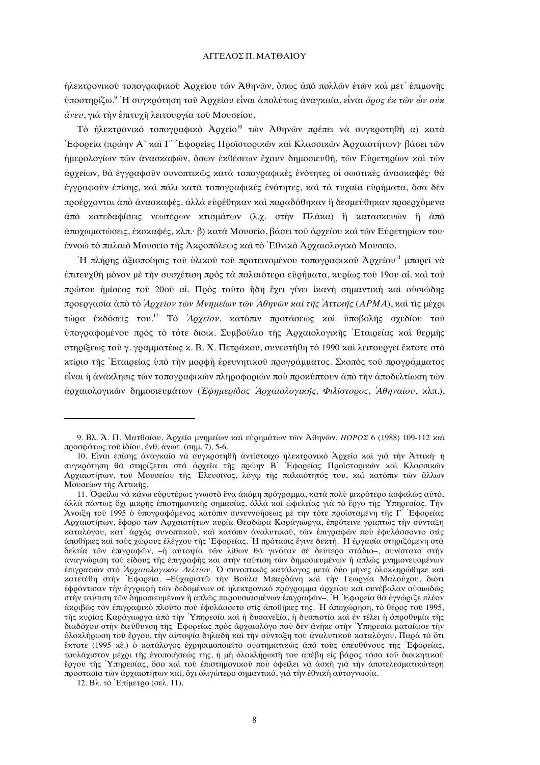ἠλεκτρονικοῦ τοπογραφικοῦ Ἀρχείου τῶν Ἀθηνῶν, ὅπως ἀπὸ πολλῶν ἐτῶν καὶ μετ᾽ ἐπιμονῆς ὑποστηρίζω.[9] Ἡ συγκρότηση τοῦ Ἀρχείου εἶναι ἀπολύτως ἀναγκαία, εἶναι *ὅρος ἐκ τῶν ὧν οὐκ ἄνευ*, γιὰ τὴν ἐπιτυχῆ λειτουργία τοῦ Μουσείου.

Τὸ ἠλεκτρονικὸ τοπογραφικὸ Ἀρχεῖο[10] τῶν Ἀθηνῶν πρέπει νὰ συγκροτηθῇ α) κατὰ Ἐφορεία (πρώην Α´ καὶ Γ´ Ἐφορεῖες Προϊστορικῶν καὶ Κλασσικῶν Ἀρχαιοτήτων)· βάσει τῶν ἡμερολογίων τῶν ἀνασκαφῶν, ὅσων ἐκθέσεων ἔχουν δημοσιευθῆ, τῶν Εὑρετηρίων καὶ τῶν ἀρχείων, θὰ ἐγγραφοῦν συνοπτικῶς κατὰ τοπογραφικὲς ἑνότητες οἱ σωστικὲς ἀνασκαφές· θὰ ἐγγραφοῦν ἐπίσης, καὶ πάλι κατὰ τοπογραφικὲς ἑνότητες, καὶ τὰ τυχαῖα εὑρήματα, ὅσα δὲν προέρχονται ἀπὸ ἀνασκαφές, ἀλλὰ εὑρέθηκαν καὶ παραδόθηκαν ἢ δεσμεύθηκαν προερχόμενα ἀπὸ κατεδαφίσεις νεωτέρων κτισμάτων (λ.χ. στὴν Πλάκα) ἢ κατασκευῶν ἢ ἀπὸ ἀποχωματώσεις, ἐκσκαφές, κλπ.· β) κατὰ Μουσεῖο, βάσει τοῦ ἀρχείου καὶ τῶν Εὑρετηρίων του· ἐννοῶ τὸ παλαιὸ Μουσεῖο τῆς Ἀκροπόλεως καὶ τὸ Ἐθνικὸ Ἀρχαιολογικὸ Μουσεῖο.

Ἡ πλήρης ἀξιοποίησις τοῦ ὑλικοῦ τοῦ προτεινομένου τοπογραφικοῦ Ἀρχείου[11] μπορεῖ νὰ ἐπιτευχθῇ μόνον μὲ τὴν συσχέτιση πρὸς τὰ παλαιότερα εὑρήματα, κυρίως τοῦ 19ου αἰ. καὶ τοῦ πρώτου ἡμίσεος τοῦ 20οῦ αἰ. Πρὸς τοῦτο ἤδη ἔχει γίνει ἱκανὴ σημαντικὴ καὶ οὐσιώδης προεργασία ἀπὸ τὸ *Ἀρχεῖον τῶν Μνημείων τῶν Ἀθηνῶν καὶ τῆς Ἀττικῆς* (*ΑΡΜΑ*), καὶ τὶς μέχρι τώρα ἐκδόσεις του.[12] Τὸ *Ἀρχεῖον*, κατόπιν προτάσεως καὶ ὑποβολῆς σχεδίου τοῦ ὑπογραφομένου πρὸς τὸ τότε διοικ. Συμβούλιο τῆς Ἀρχαιολογικῆς Ἑταιρείας καὶ θερμῆς στηρίξεως τοῦ γ. γραμματέως κ. Β. Χ. Πετράκου, συνεστήθη τὸ 1990 καὶ λειτουργεῖ ἔκτοτε στὸ κτίριο τῆς Ἑταιρείας ὑπὸ τὴν μορφὴ ἐρευνητικοῦ προγράμματος. Σκοπὸς τοῦ προγράμματος εἶναι ἡ ἀνάκλησις τῶν τοπογραφικῶν πληροφοριῶν ποὺ προκύπτουν ἀπὸ τὴν ἀποδελτίωση τῶν ἀρχαιολογικῶν δημοσιευμάτων (*Ἐφημερίδος Ἀρχαιολογικῆς*, *Φιλίστορος*, *Ἀθηναίου*, κλπ.),

---

9. Βλ. Ἄ. Π. Ματθαίου, Ἀρχεῖο μνημείων καὶ εὑρημάτων τῶν Ἀθηνῶν, *ΗΟΡΟΣ* 6 (1988) 109-112 καὶ προσφάτως τοῦ ἰδίου, ἔνθ. ἀνωτ. (σημ. 7), 5-6.

10. Εἶναι ἐπίσης ἀναγκαῖο νὰ συγκροτηθῇ ἀντίστοιχο ἠλεκτρονικὸ Ἀρχεῖο καὶ γιὰ τὴν Ἀττική· ἡ συγκρότηση θὰ στηρίζεται στὰ ἀρχεῖα τῆς πρώην Β´ Ἐφορείας Προϊστορικῶν καὶ Κλασσικῶν Ἀρχαιοτήτων, τοῦ Μουσείου τῆς Ἐλευσῖνος, λόγῳ τῆς παλαιότητός του, καὶ κατόπιν τῶν ἄλλων Μουσείων τῆς Ἀττικῆς.

11. Ὀφείλω νὰ κάνω εὐρυτέρως γνωστὸ ἕνα ἀκόμη πρόγραμμα, κατὰ πολὺ μικρότερο ἀσφαλῶς αὐτό, ἀλλὰ πάντως ὄχι μικρῆς ἐπιστημονικῆς σημασίας, ἀλλὰ καὶ ὠφελείας γιὰ τὸ ἔργο τῆς Ὑπηρεσίας. Τὴν Ἄνοιξη τοῦ 1995 ὁ ὑπογραφόμενος κατόπιν συνεννοήσεως μὲ τὴν τότε προϊσταμένη τῆς Γ´ Ἐφορείας Ἀρχαιοτήτων, ἔφορο τῶν Ἀρχαιοτήτων κυρία Θεοδώρα Καράγιωργα, ἐπρότεινε γραπτῶς τὴν σύνταξη καταλόγου, κατ᾽ ἀρχὰς συνοπτικοῦ, καὶ κατόπιν ἀναλυτικοῦ, τῶν ἐπιγραφῶν ποὺ ἐφυλάσσοντο στὶς ἀποθῆκες καὶ τοὺς χώρους ἐλέγχου τῆς Ἐφορείας. Ἡ πρότασις ἔγινε δεκτή. Ἡ ἐργασία στηριζόμενη στὰ δελτία τῶν ἐπιγραφῶν, –ἡ αὐτοψία τῶν λίθων θὰ γινόταν σὲ δεύτερο στάδιο–, συνίστατο στὴν ἀναγνώριση τοῦ εἴδους τῆς ἐπιγραφῆς καὶ στὴν ταύτιση τῶν δημοσιευμένων ἢ ἁπλῶς μνημονευομένων ἐπιγραφῶν στὸ *Ἀρχαιολογικὸν Δελτίον*. Ὁ συνοπτικὸς κατάλογος μετὰ δύο μῆνες ὁλοκληρώθηκε καὶ κατετέθη στὴν Ἐφορεία. –Εὐχαριστῶ τὴν Βούλα Μπαρδάνη καὶ τὴν Γεωργία Μαλούχου, διότι ἐφρόντισαν τὴν ἐγγραφὴ τῶν δεδομένων σὲ ἠλεκτρονικὸ πρόγραμμα ἀρχείου καὶ συνέβαλαν οὐσιωδῶς στὴν ταύτιση τῶν δημοσιευμένων ἢ ἁπλῶς παρουσιασμένων ἐπιγραφῶν–. Ἡ Ἐφορεία θὰ ἐγνώριζε πλέον ἀκριβῶς τὸν ἐπιγραφικὸ πλοῦτο ποὺ ἐφυλάσσετο στὶς ἀποθῆκες της. Ἡ ἀποχώρηση, τὸ θέρος τοῦ 1995, τῆς κυρίας Καράγιωργα ἀπὸ τὴν Ὑπηρεσία καὶ ἡ δυσανεξία, ἡ δυσπιστία καὶ ἐν τέλει ἡ ἀπροθυμία τῆς διαδόχου στὴν διεύθυνση τῆς Ἐφορείας πρὸς ἀρχαιολόγο ποὺ δὲν ἀνῆκε στὴν Ὑπηρεσία ματαίωσε τὴν ὁλοκλήρωση τοῦ ἔργου, τὴν αὐτοψία δηλαδὴ καὶ τὴν σύνταξη τοῦ ἀναλυτικοῦ καταλόγου. Παρὰ τὸ ὅτι ἔκτοτε (1995 κέ.) ὁ κατάλογος ἐχρησιμοποιεῖτο συστηματικῶς ἀπὸ τοὺς ὑπευθύνους τῆς Ἐφορείας, τουλάχιστον μέχρι τῆς ἑνοποιήσεώς της, ἡ μὴ ὁλοκλήρωσή του ἀπέβη εἰς βάρος τόσο τοῦ διοικητικοῦ ἔργου τῆς Ὑπηρεσίας, ὅσο καὶ τοῦ ἐπιστημονικοῦ ποὺ ὀφείλει νὰ ἀσκῇ γιὰ τὴν ἀποτελεσματικότερη προστασία τῶν ἀρχαιοτήτων καί, ὄχι ὀλιγώτερο σημαντικό, γιὰ τὴν ἐθνικὴ αὐτογνωσία.

12. Βλ. τὸ Ἐπίμετρο (σελ. 11).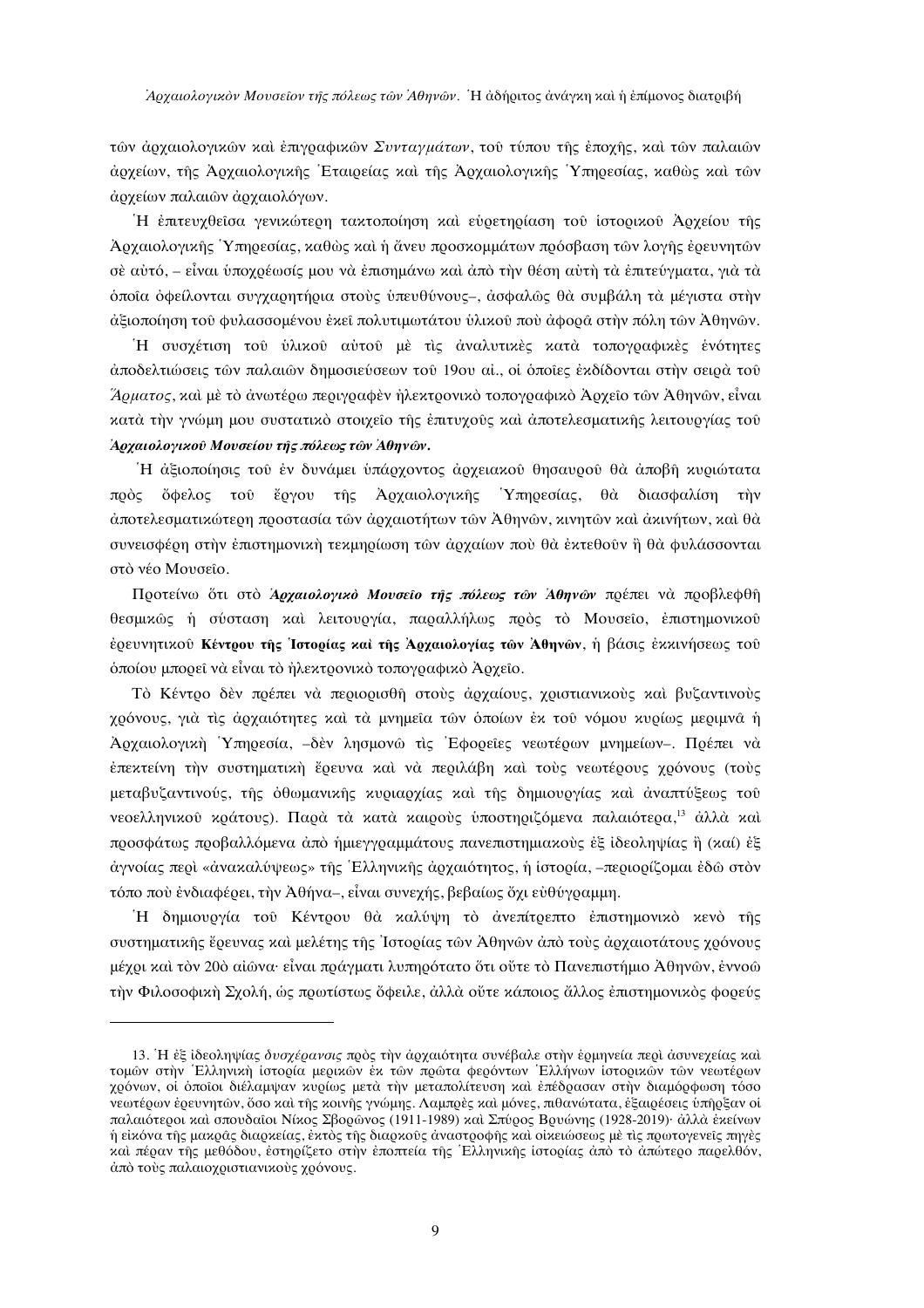τῶν ἀρχαιολογικῶν καὶ ἐπιγραφικῶν *Συνταγμάτων*, τοῦ τύπου τῆς ἐποχῆς, καὶ τῶν παλαιῶν ἀρχείων, τῆς Ἀρχαιολογικῆς Ἑταιρείας καὶ τῆς Ἀρχαιολογικῆς Ὑπηρεσίας, καθὼς καὶ τῶν ἀρχείων παλαιῶν ἀρχαιολόγων.

Ἡ ἐπιτευχθεῖσα γενικώτερη τακτοποίηση καὶ εὑρετηρίαση τοῦ ἱστορικοῦ Ἀρχείου τῆς Ἀρχαιολογικῆς Ὑπηρεσίας, καθὼς καὶ ἡ ἄνευ προσκομμάτων πρόσβαση τῶν λογῆς ἐρευνητῶν σὲ αὐτό, – εἶναι ὑποχρέωσίς μου νὰ ἐπισημάνω καὶ ἀπὸ τὴν θέση αὐτὴ τὰ ἐπιτεύγματα, γιὰ τὰ ὁποῖα ὀφείλονται συγχαρητήρια στοὺς ὑπευθύνους–, ἀσφαλῶς θὰ συμβάλη τὰ μέγιστα στὴν ἀξιοποίηση τοῦ φυλασσομένου ἐκεῖ πολυτιμωτάτου ὑλικοῦ ποὺ ἀφορᾶ στὴν πόλη τῶν Ἀθηνῶν.

Ἡ συσχέτιση τοῦ ὑλικοῦ αὐτοῦ μὲ τὶς ἀναλυτικὲς κατὰ τοπογραφικὲς ἑνότητες ἀποδελτιώσεις τῶν παλαιῶν δημοσιεύσεων τοῦ 19ου αἰ., οἱ ὁποῖες ἐκδίδονται στὴν σειρὰ τοῦ *Ἅρματος*, καὶ μὲ τὸ ἀνωτέρω περιγραφὲν ἠλεκτρονικὸ τοπογραφικὸ Ἀρχεῖο τῶν Ἀθηνῶν, εἶναι κατὰ τὴν γνώμη μου συστατικὸ στοιχεῖο τῆς ἐπιτυχοῦς καὶ ἀποτελεσματικῆς λειτουργίας τοῦ ***Ἀρχαιολογικοῦ Μουσείου τῆς πόλεως τῶν Ἀθηνῶν***.

Ἡ ἀξιοποίησις τοῦ ἐν δυνάμει ὑπάρχοντος ἀρχειακοῦ θησαυροῦ θὰ ἀποβῆ κυριώτατα πρὸς ὄφελος τοῦ ἔργου τῆς Ἀρχαιολογικῆς Ὑπηρεσίας, θὰ διασφαλίση τὴν ἀποτελεσματικώτερη προστασία τῶν ἀρχαιοτήτων τῶν Ἀθηνῶν, κινητῶν καὶ ἀκινήτων, καὶ θὰ συνεισφέρη στὴν ἐπιστημονικὴ τεκμηρίωση τῶν ἀρχαίων ποὺ θὰ ἐκτεθοῦν ἢ θὰ φυλάσσονται στὸ νέο Μουσεῖο.

Προτείνω ὅτι στὸ ***Ἀρχαιολογικὸ Μουσεῖο τῆς πόλεως τῶν Ἀθηνῶν*** πρέπει νὰ προβλεφθῆ θεσμικῶς ἡ σύσταση καὶ λειτουργία, παραλλήλως πρὸς τὸ Μουσεῖο, ἐπιστημονικοῦ ἐρευνητικοῦ **Κέντρου τῆς Ἱστορίας καὶ τῆς Ἀρχαιολογίας τῶν Ἀθηνῶν**, ἡ βάσις ἐκκινήσεως τοῦ ὁποίου μπορεῖ νὰ εἶναι τὸ ἠλεκτρονικὸ τοπογραφικὸ Ἀρχεῖο.

Τὸ Κέντρο δὲν πρέπει νὰ περιορισθῆ στοὺς ἀρχαίους, χριστιανικοὺς καὶ βυζαντινοὺς χρόνους, γιὰ τὶς ἀρχαιότητες καὶ τὰ μνημεῖα τῶν ὁποίων ἐκ τοῦ νόμου κυρίως μεριμνᾶ ἡ Ἀρχαιολογικὴ Ὑπηρεσία, –δὲν λησμονῶ τὶς Ἐφορεῖες νεωτέρων μνημείων–. Πρέπει νὰ ἐπεκτείνη τὴν συστηματικὴ ἔρευνα καὶ νὰ περιλάβη καὶ τοὺς νεωτέρους χρόνους (τοὺς μεταβυζαντινούς, τῆς ὀθωμανικῆς κυριαρχίας καὶ τῆς δημιουργίας καὶ ἀναπτύξεως τοῦ νεοελληνικοῦ κράτους). Παρὰ τὰ κατὰ καιροὺς ὑποστηριζόμενα παλαιότερα,[13] ἀλλὰ καὶ προσφάτως προβαλλόμενα ἀπὸ ἡμιεγγραμμάτους πανεπιστημιακοὺς ἐξ ἰδεοληψίας ἢ (καί) ἐξ ἀγνοίας περὶ «ἀνακαλύψεως» τῆς Ἑλληνικῆς ἀρχαιότητος, ἡ ἱστορία, –περιορίζομαι ἐδῶ στὸν τόπο ποὺ ἐνδιαφέρει, τὴν Ἀθήνα–, εἶναι συνεχής, βεβαίως ὄχι εὐθύγραμμη.

Ἡ δημιουργία τοῦ Κέντρου θὰ καλύψη τὸ ἀνεπίτρεπτο ἐπιστημονικὸ κενὸ τῆς συστηματικῆς ἔρευνας καὶ μελέτης τῆς Ἱστορίας τῶν Ἀθηνῶν ἀπὸ τοὺς ἀρχαιοτάτους χρόνους μέχρι καὶ τὸν 20ὸ αἰῶνα· εἶναι πράγματι λυπηρότατο ὅτι οὔτε τὸ Πανεπιστήμιο Ἀθηνῶν, ἐννοῶ τὴν Φιλοσοφικὴ Σχολή, ὡς πρωτίστως ὄφειλε, ἀλλὰ οὔτε κάποιος ἄλλος ἐπιστημονικὸς φορεύς

---

13. Ἡ ἐξ ἰδεοληψίας *δυσχέρανσις* πρὸς τὴν ἀρχαιότητα συνέβαλε στὴν ἑρμηνεία περὶ ἀσυνεχείας καὶ τομῶν στὴν Ἑλληνικὴ ἱστορία μερικῶν ἐκ τῶν πρῶτα φερόντων Ἑλλήνων ἱστορικῶν τῶν νεωτέρων χρόνων, οἱ ὁποῖοι διέλαμψαν κυρίως μετὰ τὴν μεταπολίτευση καὶ ἐπέδρασαν στὴν διαμόρφωση τόσο νεωτέρων ἐρευνητῶν, ὅσο καὶ τῆς κοινῆς γνώμης. Λαμπρὲς καὶ μόνες, πιθανώτατα, ἐξαιρέσεις ὑπῆρξαν οἱ παλαιότεροι καὶ σπουδαῖοι Νίκος Σβορῶνος (1911-1989) καὶ Σπύρος Βρυώνης (1928-2019)· ἀλλὰ ἐκείνων ἡ εἰκόνα τῆς μακρᾶς διαρκείας, ἐκτὸς τῆς διαρκοῦς ἀναστροφῆς καὶ οἰκειώσεως μὲ τὶς πρωτογενεῖς πηγὲς καὶ πέραν τῆς μεθόδου, ἐστηρίζετο στὴν ἐποπτεία τῆς Ἑλληνικῆς ἱστορίας ἀπὸ τὸ ἀπώτερο παρελθόν, ἀπὸ τοὺς παλαιοχριστιανικοὺς χρόνους.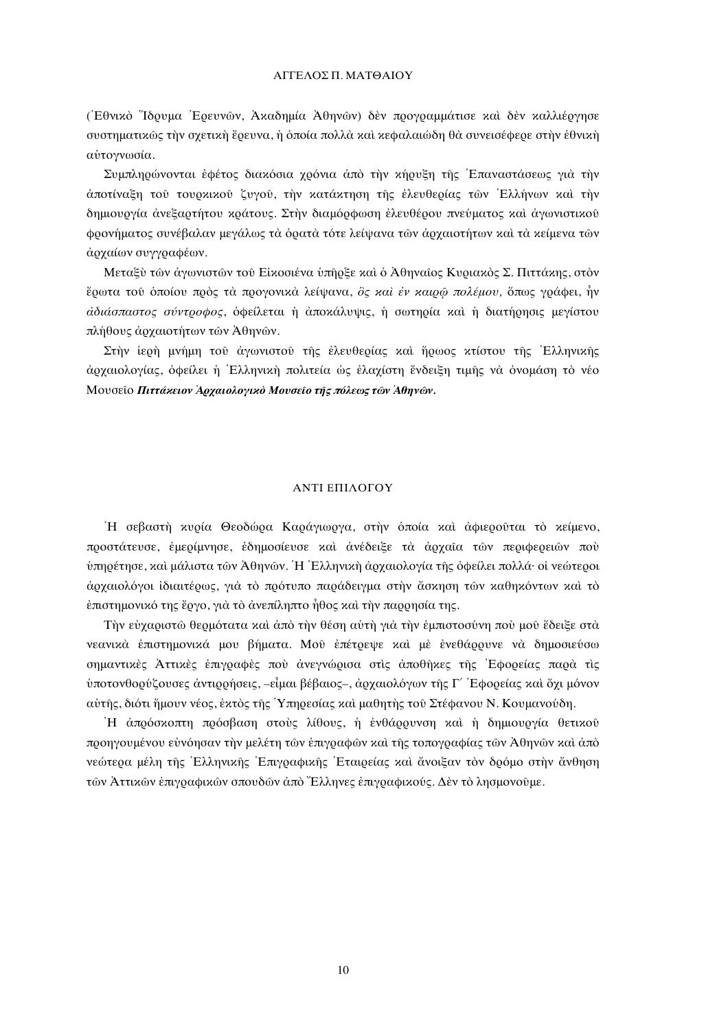(Ἐθνικὸ Ἵδρυμα Ἐρευνῶν, Ἀκαδημία Ἀθηνῶν) δὲν προγραμμάτισε καὶ δὲν καλλιέργησε συστηματικῶς τὴν σχετικὴ ἔρευνα, ἡ ὁποία πολλὰ καὶ κεφαλαιώδη θὰ συνεισέφερε στὴν ἐθνικὴ αὐτογνωσία.

Συμπληρώνονται ἐφέτος διακόσια χρόνια ἀπὸ τὴν κήρυξη τῆς Ἐπαναστάσεως γιὰ τὴν ἀποτίναξη τοῦ τουρκικοῦ ζυγοῦ, τὴν κατάκτηση τῆς ἐλευθερίας τῶν Ἑλλήνων καὶ τὴν δημιουργία ἀνεξαρτήτου κράτους. Στὴν διαμόρφωση ἐλευθέρου πνεύματος καὶ ἀγωνιστικοῦ φρονήματος συνέβαλαν μεγάλως τὰ ὁρατὰ τότε λείψανα τῶν ἀρχαιοτήτων καὶ τὰ κείμενα τῶν ἀρχαίων συγγραφέων.

Μεταξὺ τῶν ἀγωνιστῶν τοῦ Εἰκοσιένα ὑπῆρξε καὶ ὁ Ἀθηναῖος Κυριακὸς Σ. Πιττάκης, στὸν ἔρωτα τοῦ ὁποίου πρὸς τὰ προγονικὰ λείψανα, *ὃς καὶ ἐν καιρῷ πολέμου,* ὅπως γράφει, ἦν *ἀδιάσπαστος σύντροφος*, ὀφείλεται ἡ ἀποκάλυψις, ἡ σωτηρία καὶ ἡ διατήρησις μεγίστου πλήθους ἀρχαιοτήτων τῶν Ἀθηνῶν.

Στὴν ἱερὴ μνήμη τοῦ ἀγωνιστοῦ τῆς ἐλευθερίας καὶ ἥρωος κτίστου τῆς Ἑλληνικῆς ἀρχαιολογίας, ὀφείλει ἡ Ἑλληνικὴ πολιτεία ὡς ἐλαχίστη ἔνδειξη τιμῆς νὰ ὀνομάση τὸ νέο Μουσεῖο ***Πιττάκειον Ἀρχαιολογικὸ Μουσεῖο τῆς πόλεως τῶν Ἀθηνῶν.***

## ΑΝΤΙ ΕΠΙΛΟΓΟΥ

Ἡ σεβαστὴ κυρία Θεοδώρα Καράγιωργα, στὴν ὁποία καὶ ἀφιεροῦται τὸ κείμενο, προστάτευσε, ἐμερίμνησε, ἐδημοσίευσε καὶ ἀνέδειξε τὰ ἀρχαῖα τῶν περιφερειῶν ποὺ ὑπηρέτησε, καὶ μάλιστα τῶν Ἀθηνῶν. Ἡ Ἑλληνικὴ ἀρχαιολογία τῆς ὀφείλει πολλά· οἱ νεώτεροι ἀρχαιολόγοι ἰδιαιτέρως, γιὰ τὸ πρότυπο παράδειγμα στὴν ἄσκηση τῶν καθηκόντων καὶ τὸ ἐπιστημονικό της ἔργο, γιὰ τὸ ἀνεπίληπτο ἦθος καὶ τὴν παρρησία της.

Τὴν εὐχαριστῶ θερμότατα καὶ ἀπὸ τὴν θέση αὐτὴ γιὰ τὴν ἐμπιστοσύνη ποὺ μοῦ ἔδειξε στὰ νεανικὰ ἐπιστημονικά μου βήματα. Μοῦ ἐπέτρεψε καὶ μὲ ἐνεθάρρυνε νὰ δημοσιεύσω σημαντικὲς Ἀττικὲς ἐπιγραφὲς ποὺ ἀνεγνώρισα στὶς ἀποθῆκες τῆς Ἐφορείας παρὰ τὶς ὑποτονθορύζουσες ἀντιρρήσεις, –εἶμαι βέβαιος–, ἀρχαιολόγων τῆς Γ´ Ἐφορείας καὶ ὄχι μόνον αὐτῆς, διότι ἤμουν νέος, ἐκτὸς τῆς Ὑπηρεσίας καὶ μαθητὴς τοῦ Στέφανου Ν. Κουμανούδη.

Ἡ ἀπρόσκοπτη πρόσβαση στοὺς λίθους, ἡ ἐνθάρρυνση καὶ ἡ δημιουργία θετικοῦ προηγουμένου εὐνόησαν τὴν μελέτη τῶν ἐπιγραφῶν καὶ τῆς τοπογραφίας τῶν Ἀθηνῶν καὶ ἀπὸ νεώτερα μέλη τῆς Ἑλληνικῆς Ἐπιγραφικῆς Ἑταιρείας καὶ ἄνοιξαν τὸν δρόμο στὴν ἄνθηση τῶν Ἀττικῶν ἐπιγραφικῶν σπουδῶν ἀπὸ Ἕλληνες ἐπιγραφικούς. Δὲν τὸ λησμονοῦμε.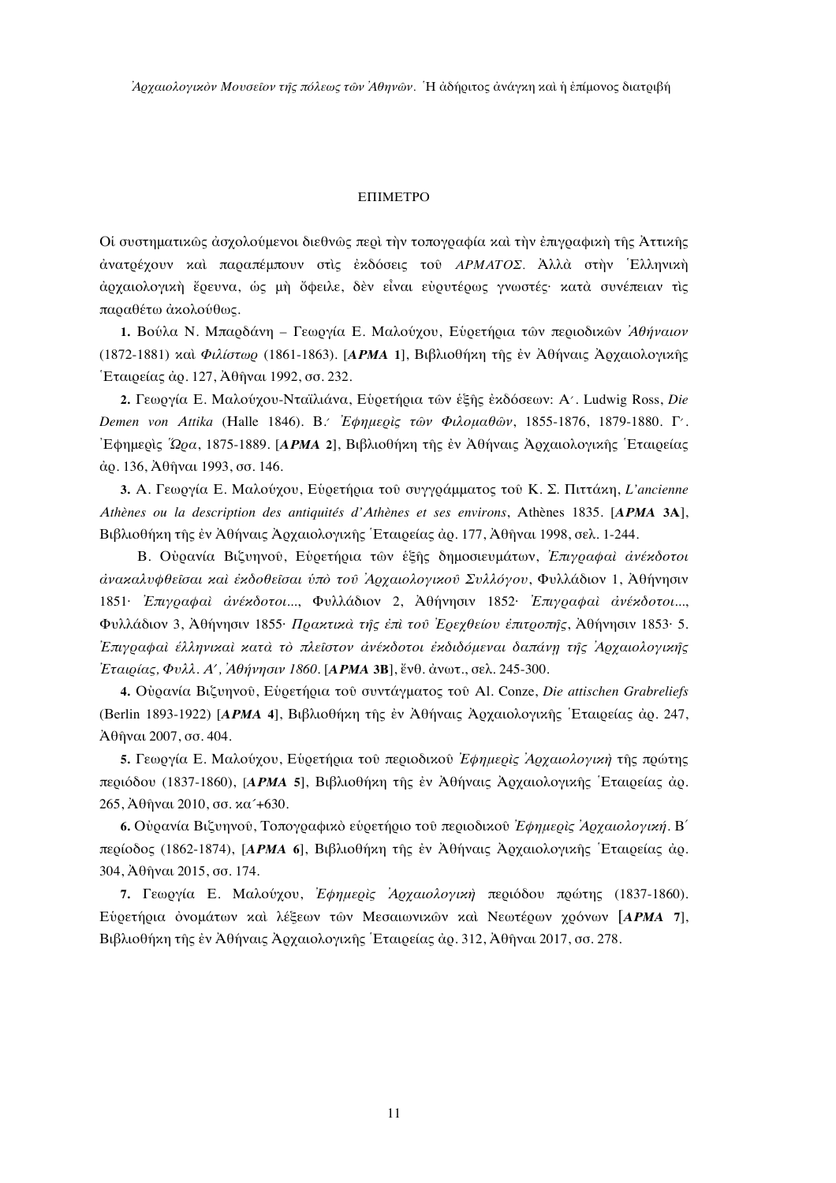## ΕΠΙΜΕΤΡΟ

Οἱ συστηματικῶς ἀσχολούμενοι διεθνῶς περὶ τὴν τοπογραφία καὶ τὴν ἐπιγραφικὴ τῆς Ἀττικῆς ἀνατρέχουν καὶ παραπέμπουν στὶς ἐκδόσεις τοῦ *ΑΡΜΑΤΟΣ*. Ἀλλὰ στὴν Ἑλληνικὴ ἀρχαιολογικὴ ἔρευνα, ὡς μὴ ὄφειλε, δὲν εἶναι εὐρυτέρως γνωστές· κατὰ συνέπειαν τὶς παραθέτω ἀκολούθως.

**1.** Βούλα Ν. Μπαρδάνη – Γεωργία Ε. Μαλούχου, Εὑρετήρια τῶν περιοδικῶν *Ἀθήναιον* (1872-1881) καὶ *Φιλίστωρ* (1861-1863). [***ΑΡΜΑ* 1**], Βιβλιοθήκη τῆς ἐν Ἀθήναις Ἀρχαιολογικῆς Ἑταιρείας ἀρ. 127, Ἀθῆναι 1992, σσ. 232.

**2.** Γεωργία Ε. Μαλούχου-Νταϊλιάνα, Εὑρετήρια τῶν ἑξῆς ἐκδόσεων: Α΄. Ludwig Ross, *Die Demen von Attika* (Halle 1846). Β΄. *Ἐφημερὶς τῶν Φιλομαθῶν*, 1855-1876, 1879-1880. Γ΄. Ἐφημερὶς *Ὥρα*, 1875-1889. [***ΑΡΜΑ* 2**], Βιβλιοθήκη τῆς ἐν Ἀθήναις Ἀρχαιολογικῆς Ἑταιρείας ἀρ. 136, Ἀθῆναι 1993, σσ. 146.

**3.** Α. Γεωργία Ε. Μαλούχου, Εὑρετήρια τοῦ συγγράμματος τοῦ Κ. Σ. Πιττάκη, *L'ancienne Athènes ou la description des antiquités d'Athènes et ses environs*, Athènes 1835. [***ΑΡΜΑ* 3Α**], Βιβλιοθήκη τῆς ἐν Ἀθήναις Ἀρχαιολογικῆς Ἑταιρείας ἀρ. 177, Ἀθῆναι 1998, σελ. 1-244.

Β. Οὐρανία Βιζυηνοῦ, Εὑρετήρια τῶν ἑξῆς δημοσιευμάτων, *Ἐπιγραφαὶ ἀνέκδοτοι ἀνακαλυφθεῖσαι καὶ ἐκδοθεῖσαι ὑπὸ τοῦ Ἀρχαιολογικοῦ Συλλόγου*, Φυλλάδιον 1, Ἀθήνησιν 1851· *Ἐπιγραφαὶ ἀνέκδοτοι...*, Φυλλάδιον 2, Ἀθήνησιν 1852· *Ἐπιγραφαὶ ἀνέκδοτοι...*, Φυλλάδιον 3, Ἀθήνησιν 1855· *Πρακτικὰ τῆς ἐπὶ τοῦ Ἐρεχθείου ἐπιτροπῆς*, Ἀθήνησιν 1853· 5. *Ἐπιγραφαὶ ἑλληνικαὶ κατὰ τὸ πλεῖστον ἀνέκδοτοι ἐκδιδόμεναι δαπάνῃ τῆς Ἀρχαιολογικῆς Ἑταιρίας, Φυλλ. Α΄, Ἀθήνησιν 1860*. [***ΑΡΜΑ* 3Β**], ἔνθ. ἀνωτ., σελ. 245-300.

**4.** Οὐρανία Βιζυηνοῦ, Εὑρετήρια τοῦ συντάγματος τοῦ Al. Conze, *Die attischen Grabreliefs* (Berlin 1893-1922) [***ΑΡΜΑ* 4**], Βιβλιοθήκη τῆς ἐν Ἀθήναις Ἀρχαιολογικῆς Ἑταιρείας ἀρ. 247, Ἀθῆναι 2007, σσ. 404.

**5.** Γεωργία Ε. Μαλούχου, Εὑρετήρια τοῦ περιοδικοῦ *Ἐφημερὶς Ἀρχαιολογικὴ* τῆς πρώτης περιόδου (1837-1860), [***ΑΡΜΑ* 5**], Βιβλιοθήκη τῆς ἐν Ἀθήναις Ἀρχαιολογικῆς Ἑταιρείας ἀρ. 265, Ἀθῆναι 2010, σσ. κα΄+630.

**6.** Οὐρανία Βιζυηνοῦ, Τοπογραφικὸ εὑρετήριο τοῦ περιοδικοῦ *Ἐφημερὶς Ἀρχαιολογική*. Β΄ περίοδος (1862-1874), [***ΑΡΜΑ* 6**], Βιβλιοθήκη τῆς ἐν Ἀθήναις Ἀρχαιολογικῆς Ἑταιρείας ἀρ. 304, Ἀθῆναι 2015, σσ. 174.

**7.** Γεωργία Ε. Μαλούχου, *Ἐφημερὶς Ἀρχαιολογικὴ* περιόδου πρώτης (1837-1860). Εὑρετήρια ὀνομάτων καὶ λέξεων τῶν Μεσαιωνικῶν καὶ Νεωτέρων χρόνων [***ΑΡΜΑ* 7**], Βιβλιοθήκη τῆς ἐν Ἀθήναις Ἀρχαιολογικῆς Ἑταιρείας ἀρ. 312, Ἀθῆναι 2017, σσ. 278.